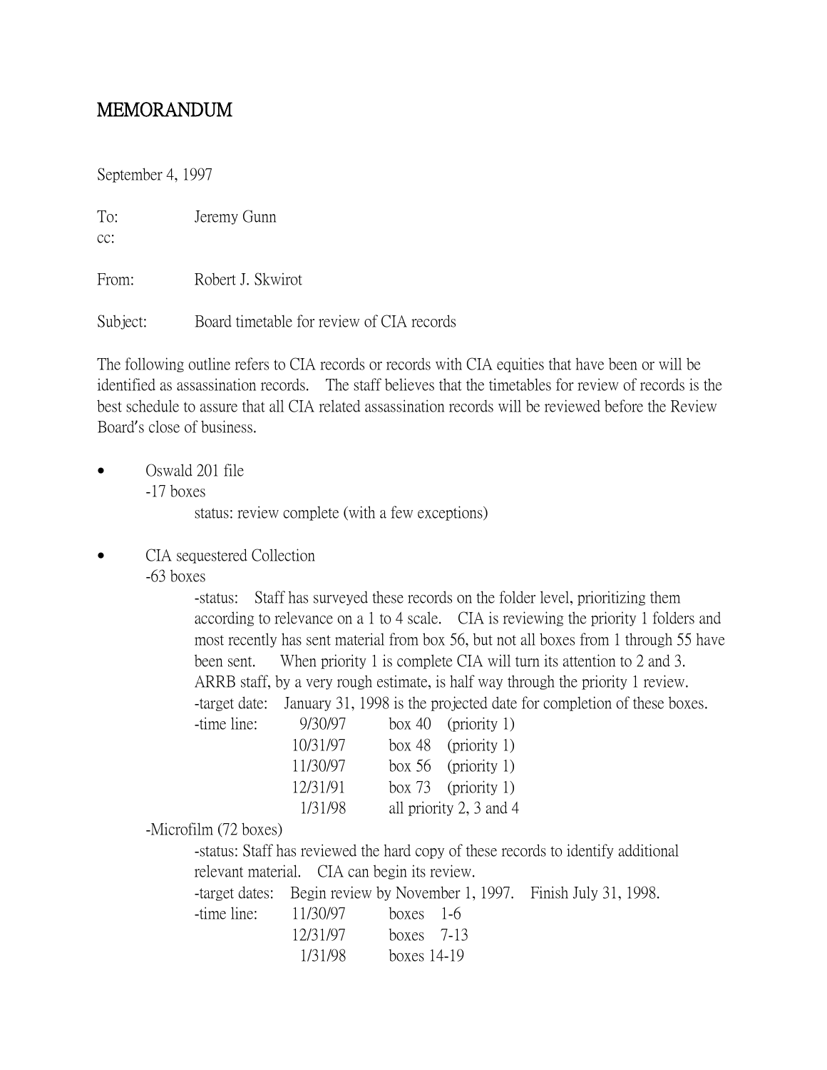# MEMORANDUM

September 4, 1997

To: Jeremy Gunn
cc:

From: Robert J. Skwirot

Subject: Board timetable for review of CIA records

The following outline refers to CIA records or records with CIA equities that have been or will be identified as assassination records. The staff believes that the timetables for review of records is the best schedule to assure that all CIA related assassination records will be reviewed before the Review Board's close of business.

- Oswald 201 file
  - -17 boxes
    - status: review complete (with a few exceptions)

- CIA sequestered Collection
  - -63 boxes
    - -status: Staff has surveyed these records on the folder level, prioritizing them according to relevance on a 1 to 4 scale. CIA is reviewing the priority 1 folders and most recently has sent material from box 56, but not all boxes from 1 through 55 have been sent. When priority 1 is complete CIA will turn its attention to 2 and 3. ARRB staff, by a very rough estimate, is half way through the priority 1 review.
    - -target date: January 31, 1998 is the projected date for completion of these boxes.
    - -time line:
      - 9/30/97 box 40 (priority 1)
      - 10/31/97 box 48 (priority 1)
      - 11/30/97 box 56 (priority 1)
      - 12/31/91 box 73 (priority 1)
      - 1/31/98 all priority 2, 3 and 4
  - -Microfilm (72 boxes)
    - -status: Staff has reviewed the hard copy of these records to identify additional relevant material. CIA can begin its review.
    - -target dates: Begin review by November 1, 1997. Finish July 31, 1998.
    - -time line:
      - 11/30/97 boxes 1-6
      - 12/31/97 boxes 7-13
      - 1/31/98 boxes 14-19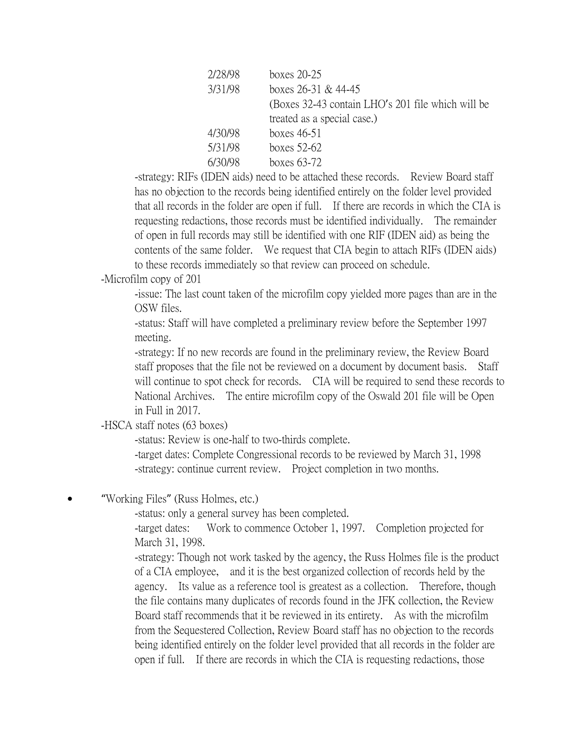| | |
|---|---|
| 2/28/98 | boxes 20-25 |
| 3/31/98 | boxes 26-31 & 44-45 (Boxes 32-43 contain LHO's 201 file which will be treated as a special case.) |
| 4/30/98 | boxes 46-51 |
| 5/31/98 | boxes 52-62 |
| 6/30/98 | boxes 63-72 |

-strategy: RIFs (IDEN aids) need to be attached these records. Review Board staff has no objection to the records being identified entirely on the folder level provided that all records in the folder are open if full. If there are records in which the CIA is requesting redactions, those records must be identified individually. The remainder of open in full records may still be identified with one RIF (IDEN aid) as being the contents of the same folder. We request that CIA begin to attach RIFs (IDEN aids) to these records immediately so that review can proceed on schedule.

-Microfilm copy of 201

-issue: The last count taken of the microfilm copy yielded more pages than are in the OSW files.

-status: Staff will have completed a preliminary review before the September 1997 meeting.

-strategy: If no new records are found in the preliminary review, the Review Board staff proposes that the file not be reviewed on a document by document basis. Staff will continue to spot check for records. CIA will be required to send these records to National Archives. The entire microfilm copy of the Oswald 201 file will be Open in Full in 2017.

-HSCA staff notes (63 boxes)

-status: Review is one-half to two-thirds complete.

-target dates: Complete Congressional records to be reviewed by March 31, 1998

-strategy: continue current review. Project completion in two months.

- "Working Files" (Russ Holmes, etc.)

  -status: only a general survey has been completed.

  -target dates: Work to commence October 1, 1997. Completion projected for March 31, 1998.

  -strategy: Though not work tasked by the agency, the Russ Holmes file is the product of a CIA employee, and it is the best organized collection of records held by the agency. Its value as a reference tool is greatest as a collection. Therefore, though the file contains many duplicates of records found in the JFK collection, the Review Board staff recommends that it be reviewed in its entirety. As with the microfilm from the Sequestered Collection, Review Board staff has no objection to the records being identified entirely on the folder level provided that all records in the folder are open if full. If there are records in which the CIA is requesting redactions, those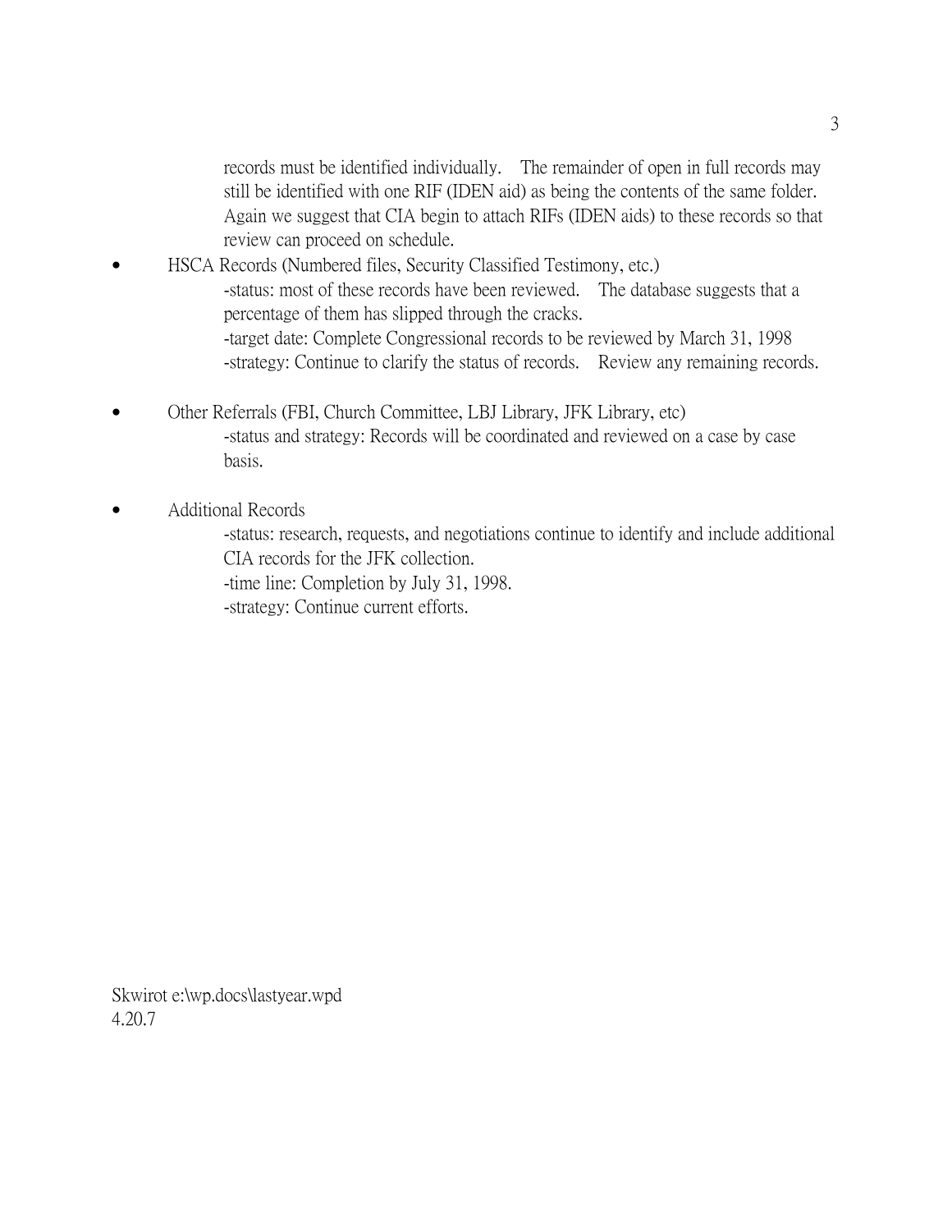records must be identified individually. The remainder of open in full records may still be identified with one RIF (IDEN aid) as being the contents of the same folder. Again we suggest that CIA begin to attach RIFs (IDEN aids) to these records so that review can proceed on schedule.

- HSCA Records (Numbered files, Security Classified Testimony, etc.)
  - -status: most of these records have been reviewed. The database suggests that a percentage of them has slipped through the cracks.
  - -target date: Complete Congressional records to be reviewed by March 31, 1998
  - -strategy: Continue to clarify the status of records. Review any remaining records.

- Other Referrals (FBI, Church Committee, LBJ Library, JFK Library, etc)
  - -status and strategy: Records will be coordinated and reviewed on a case by case basis.

- Additional Records
  - -status: research, requests, and negotiations continue to identify and include additional CIA records for the JFK collection.
  - -time line: Completion by July 31, 1998.
  - -strategy: Continue current efforts.

Skwirot e:\wp.docs\lastyear.wpd
4.20.7